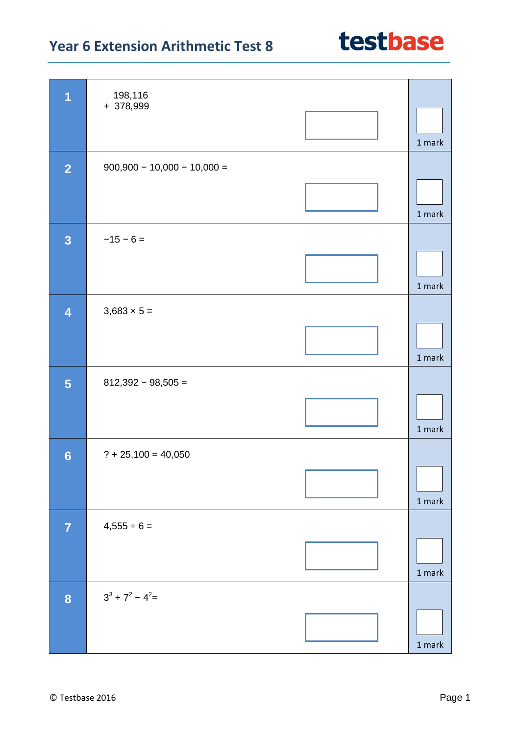# Year 6 Extension Arithmetic Test 8

| | | |
|---|---|---|
| **1** | $198,116 + 378,999$ | 1 mark |
| **2** | $900,900 - 10,000 - 10,000 =$ | 1 mark |
| **3** | $-15 - 6 =$ | 1 mark |
| **4** | $3,683 \times 5 =$ | 1 mark |
| **5** | $812,392 - 98,505 =$ | 1 mark |
| **6** | $? + 25,100 = 40,050$ | 1 mark |
| **7** | $4,555 \div 6 =$ | 1 mark |
| **8** | $3^3 + 7^2 - 4^2 =$ | 1 mark |

© Testbase 2016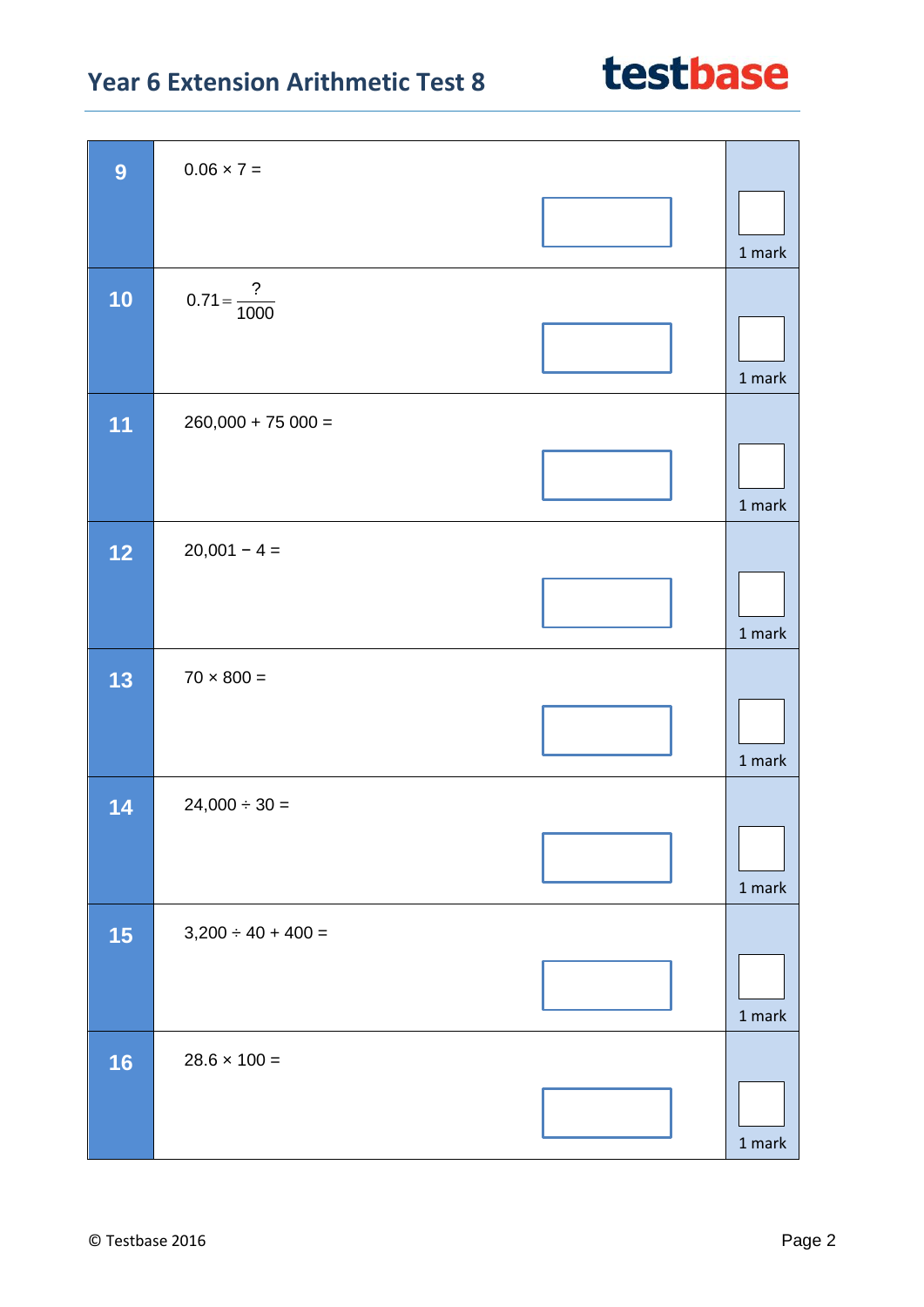# Year 6 Extension Arithmetic Test 8

**9**

$0.06 \times 7 =$

1 mark

**10**

$0.71 = \frac{?}{1000}$

1 mark

**11**

260,000 + 75 000 =

1 mark

**12**

20,001 − 4 =

1 mark

**13**

$70 \times 800 =$

1 mark

**14**

$24{,}000 \div 30 =$

1 mark

**15**

$3{,}200 \div 40 + 400 =$

1 mark

**16**

$28.6 \times 100 =$

1 mark

© Testbase 2016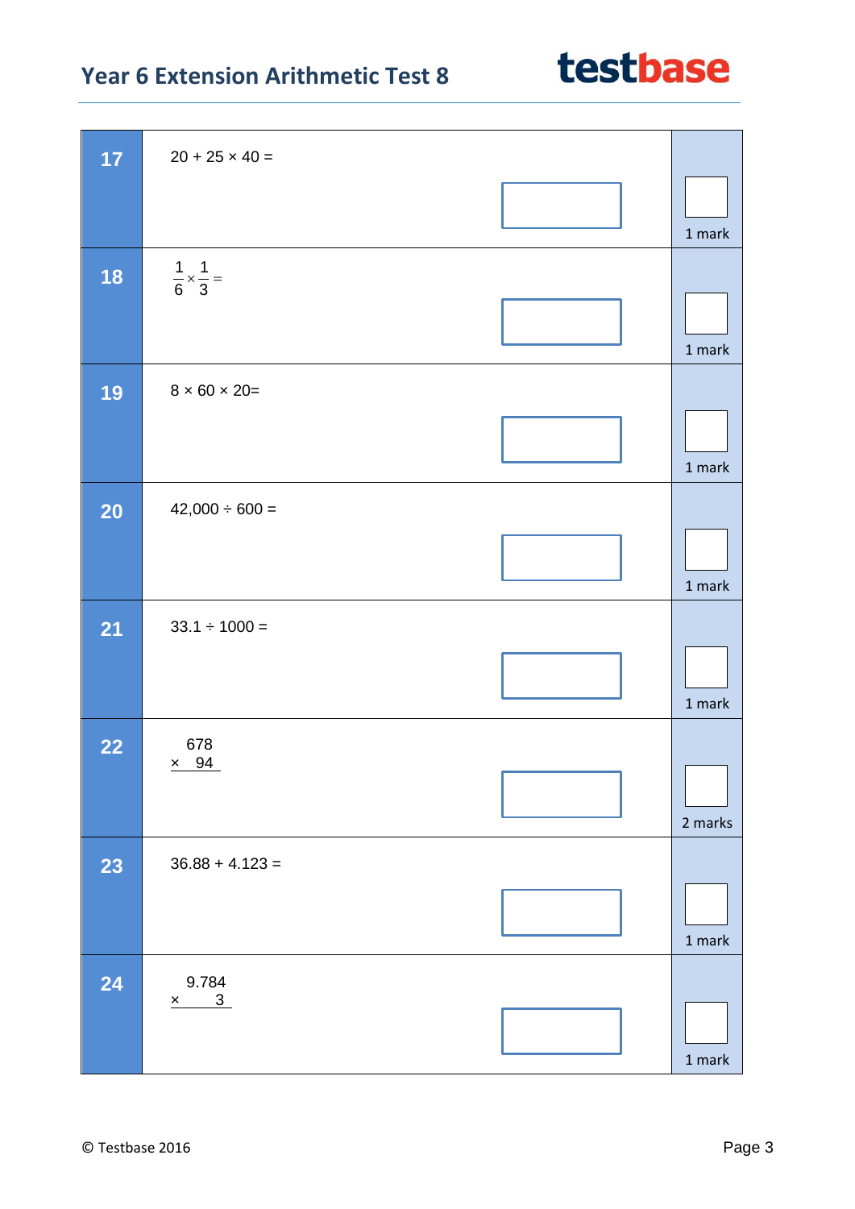**17**

$20 + 25 \times 40 =$

1 mark

**18**

$\frac{1}{6} \times \frac{1}{3} =$

1 mark

**19**

$8 \times 60 \times 20 =$

1 mark

**20**

$42{,}000 \div 600 =$

1 mark

**21**

$33.1 \div 1000 =$

1 mark

**22**

$$\begin{array}{r} 678 \\ \times \quad 94 \\ \hline \end{array}$$

2 marks

**23**

$36.88 + 4.123 =$

1 mark

**24**

$$\begin{array}{r} 9.784 \\ \times \quad\quad 3 \\ \hline \end{array}$$

1 mark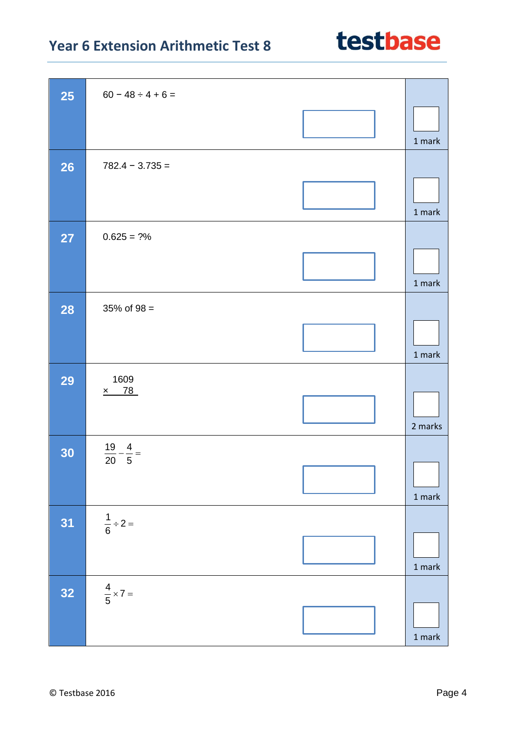**25** $60 - 48 \div 4 + 6 =$

1 mark

**26** $782.4 - 3.735 =$

1 mark

**27** $0.625 = ?\%$

1 mark

**28** $35\%$ of $98 =$

1 mark

**29**

$$\begin{array}{r} 1609 \\ \times \quad 78 \\ \hline \end{array}$$

2 marks

**30** $\frac{19}{20} - \frac{4}{5} =$

1 mark

**31** $\frac{1}{6} \div 2 =$

1 mark

**32** $\frac{4}{5} \times 7 =$

1 mark

© Testbase 2016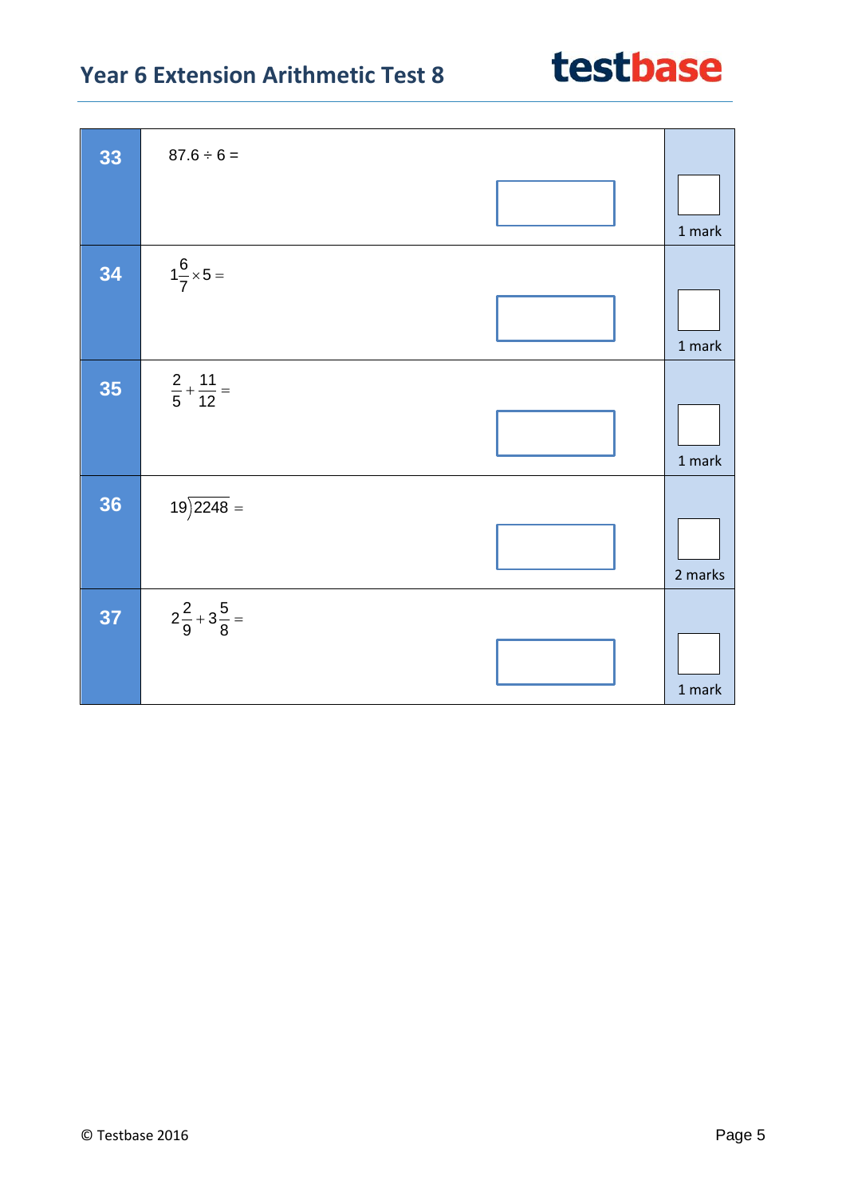| | | |
|---|---|---|
| **33** | $87.6 \div 6 =$ | 1 mark |
| **34** | $1\frac{6}{7} \times 5 =$ | 1 mark |
| **35** | $\frac{2}{5} + \frac{11}{12} =$ | 1 mark |
| **36** | $19\overline{)2248} =$ | 2 marks |
| **37** | $2\frac{2}{9} + 3\frac{5}{8} =$ | 1 mark |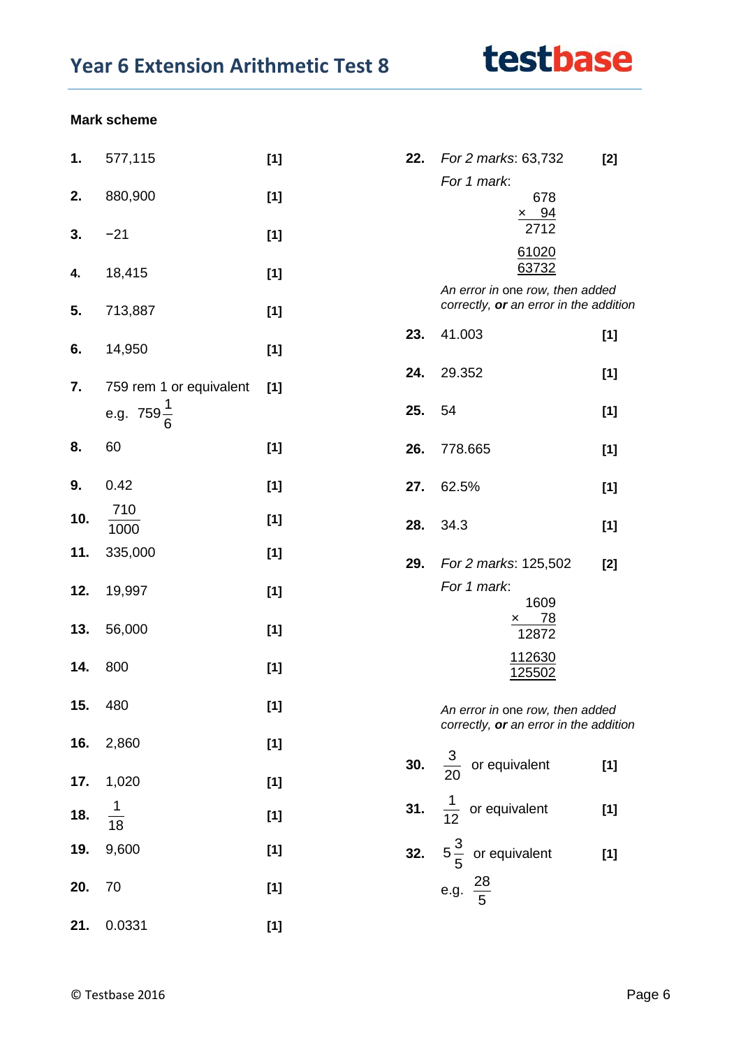## Year 6 Extension Arithmetic Test 8

**Mark scheme**

| Q | Answer | Mark |
|---|---|---|
| **1.** | 577,115 | **[1]** |
| **2.** | 880,900 | **[1]** |
| **3.** | −21 | **[1]** |
| **4.** | 18,415 | **[1]** |
| **5.** | 713,887 | **[1]** |
| **6.** | 14,950 | **[1]** |
| **7.** | 759 rem 1 or equivalent e.g. $759\frac{1}{6}$ | **[1]** |
| **8.** | 60 | **[1]** |
| **9.** | 0.42 | **[1]** |
| **10.** | $\frac{710}{1000}$ | **[1]** |
| **11.** | 335,000 | **[1]** |
| **12.** | 19,997 | **[1]** |
| **13.** | 56,000 | **[1]** |
| **14.** | 800 | **[1]** |
| **15.** | 480 | **[1]** |
| **16.** | 2,860 | **[1]** |
| **17.** | 1,020 | **[1]** |
| **18.** | $\frac{1}{18}$ | **[1]** |
| **19.** | 9,600 | **[1]** |
| **20.** | 70 | **[1]** |
| **21.** | 0.0331 | **[1]** |

**22.** *For 2 marks*: 63,732 **[2]**

*For 1 mark*:

```
   678
 ×  94
  2712
 61020
 63732
```

*An error in* one row, *then added correctly,* ***or*** *an error in the addition*

| Q | Answer | Mark |
|---|---|---|
| **23.** | 41.003 | **[1]** |
| **24.** | 29.352 | **[1]** |
| **25.** | 54 | **[1]** |
| **26.** | 778.665 | **[1]** |
| **27.** | 62.5% | **[1]** |
| **28.** | 34.3 | **[1]** |

**29.** *For 2 marks*: 125,502 **[2]**

*For 1 mark*:

```
   1609
 ×   78
  12872
 112630
 125502
```

*An error in* one row, *then added correctly,* ***or*** *an error in the addition*

| Q | Answer | Mark |
|---|---|---|
| **30.** | $\frac{3}{20}$ or equivalent | **[1]** |
| **31.** | $\frac{1}{12}$ or equivalent | **[1]** |
| **32.** | $5\frac{3}{5}$ or equivalent e.g. $\frac{28}{5}$ | **[1]** |

© Testbase 2016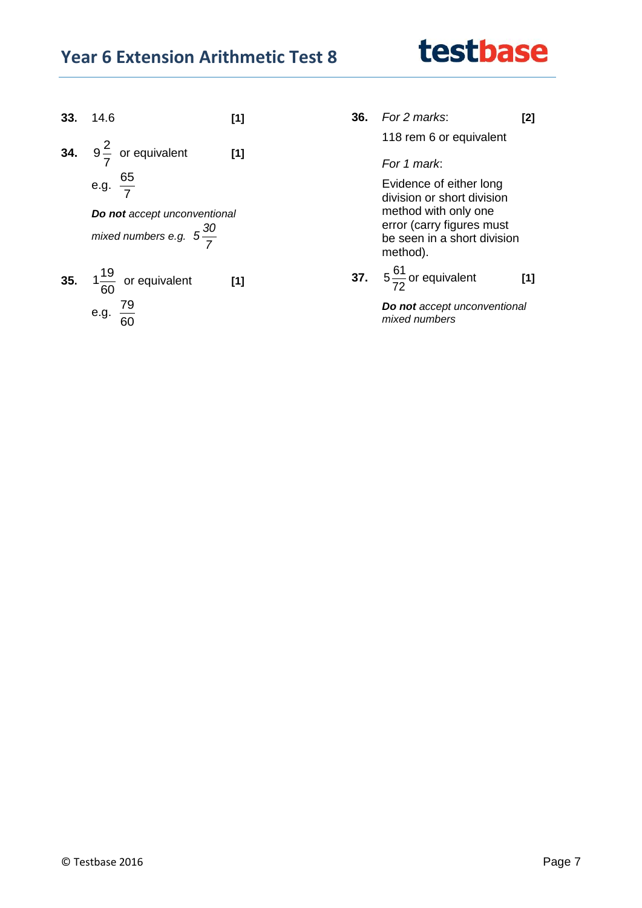**33.** 14.6 **[1]**

**34.** $9\frac{2}{7}$ or equivalent **[1]**

e.g. $\frac{65}{7}$

***Do not*** *accept unconventional mixed numbers e.g.* $5\frac{30}{7}$

**35.** $1\frac{19}{60}$ or equivalent **[1]**

e.g. $\frac{79}{60}$

**36.** *For 2 marks*: **[2]**

118 rem 6 or equivalent

*For 1 mark*:

Evidence of either long division or short division method with only one error (carry figures must be seen in a short division method).

**37.** $5\frac{61}{72}$ or equivalent **[1]**

***Do not*** *accept unconventional mixed numbers*